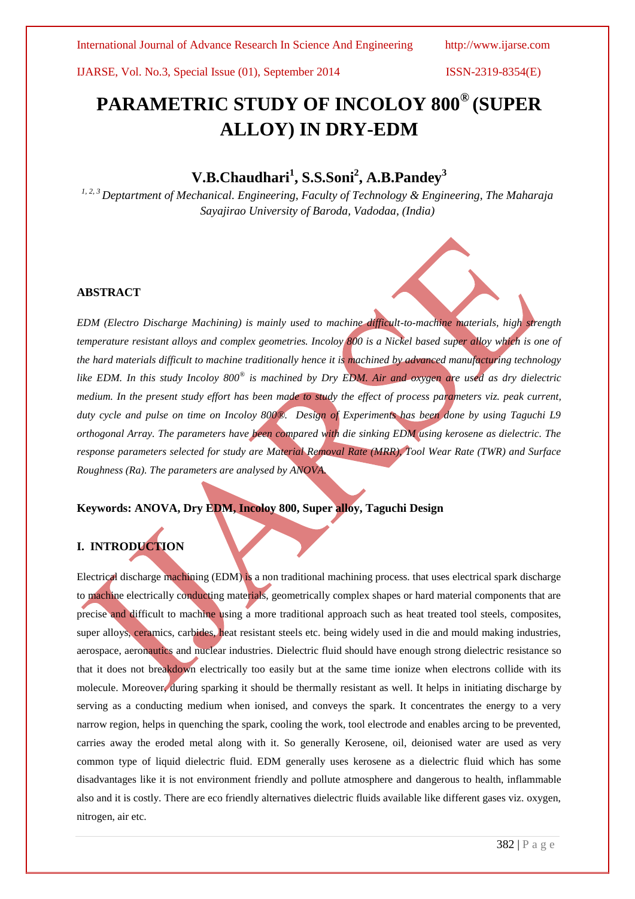# PARAMETRIC STUDY OF INCOLOY 800® (SUPER ALLOY) IN DRY-EDM

## V.B.Chaudhari[1], S.S.Soni[2], A.B.Pandey[3]

*[1, 2, 3] Deptartment of Mechanical. Engineering, Faculty of Technology & Engineering, The Maharaja Sayajirao University of Baroda, Vadodaa, (India)*

### ABSTRACT

*EDM (Electro Discharge Machining) is mainly used to machine difficult-to-machine materials, high strength temperature resistant alloys and complex geometries. Incoloy 800 is a Nickel based super alloy which is one of the hard materials difficult to machine traditionally hence it is machined by advanced manufacturing technology like EDM. In this study Incoloy 800® is machined by Dry EDM. Air and oxygen are used as dry dielectric medium. In the present study effort has been made to study the effect of process parameters viz. peak current, duty cycle and pulse on time on Incoloy 800®. Design of Experiments has been done by using Taguchi L9 orthogonal Array. The parameters have been compared with die sinking EDM using kerosene as dielectric. The response parameters selected for study are Material Removal Rate (MRR), Tool Wear Rate (TWR) and Surface Roughness (Ra). The parameters are analysed by ANOVA.*

**Keywords: ANOVA, Dry EDM, Incoloy 800, Super alloy, Taguchi Design**

### I. INTRODUCTION

Electrical discharge machining (EDM) is a non traditional machining process. that uses electrical spark discharge to machine electrically conducting materials, geometrically complex shapes or hard material components that are precise and difficult to machine using a more traditional approach such as heat treated tool steels, composites, super alloys, ceramics, carbides, heat resistant steels etc. being widely used in die and mould making industries, aerospace, aeronautics and nuclear industries. Dielectric fluid should have enough strong dielectric resistance so that it does not breakdown electrically too easily but at the same time ionize when electrons collide with its molecule. Moreover, during sparking it should be thermally resistant as well. It helps in initiating discharge by serving as a conducting medium when ionised, and conveys the spark. It concentrates the energy to a very narrow region, helps in quenching the spark, cooling the work, tool electrode and enables arcing to be prevented, carries away the eroded metal along with it. So generally Kerosene, oil, deionised water are used as very common type of liquid dielectric fluid. EDM generally uses kerosene as a dielectric fluid which has some disadvantages like it is not environment friendly and pollute atmosphere and dangerous to health, inflammable also and it is costly. There are eco friendly alternatives dielectric fluids available like different gases viz. oxygen, nitrogen, air etc.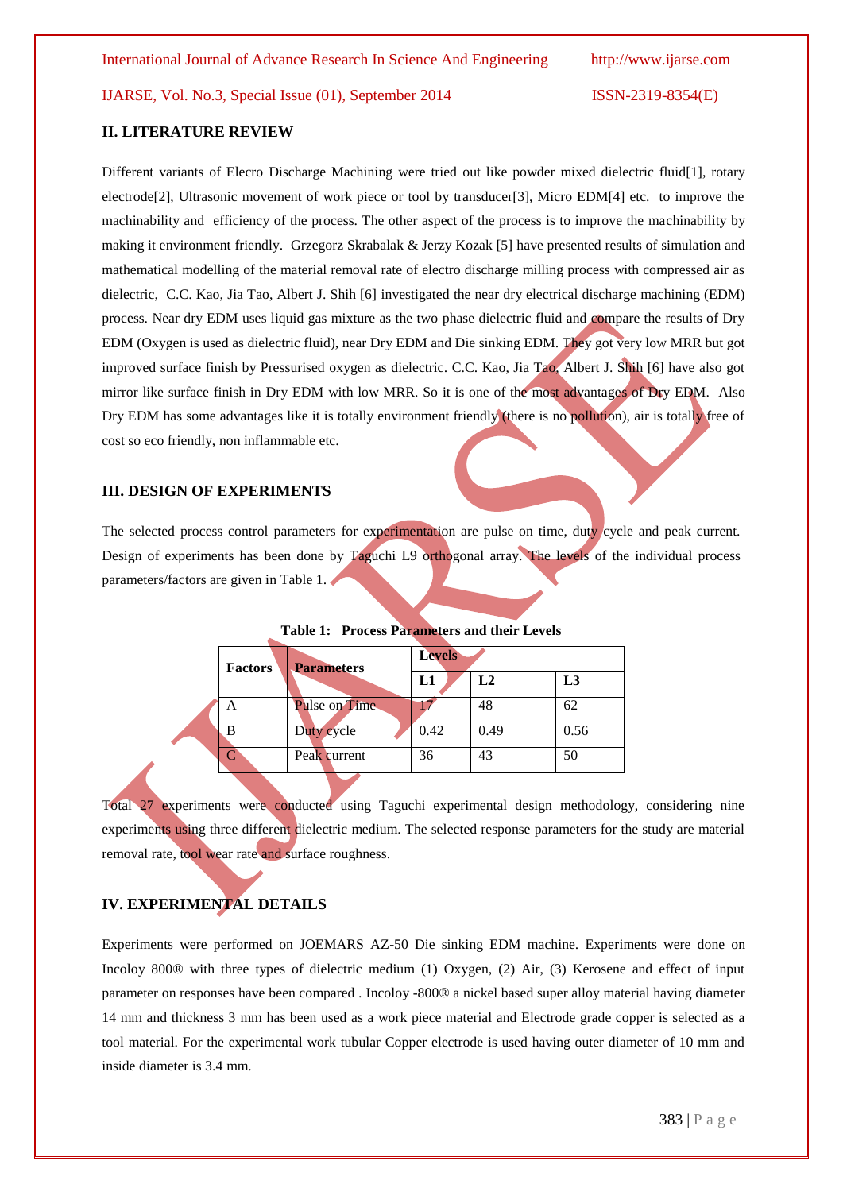## II. LITERATURE REVIEW

Different variants of Elecro Discharge Machining were tried out like powder mixed dielectric fluid[1], rotary electrode[2], Ultrasonic movement of work piece or tool by transducer[3], Micro EDM[4] etc. to improve the machinability and efficiency of the process. The other aspect of the process is to improve the machinability by making it environment friendly. Grzegorz Skrabalak & Jerzy Kozak [5] have presented results of simulation and mathematical modelling of the material removal rate of electro discharge milling process with compressed air as dielectric, C.C. Kao, Jia Tao, Albert J. Shih [6] investigated the near dry electrical discharge machining (EDM) process. Near dry EDM uses liquid gas mixture as the two phase dielectric fluid and compare the results of Dry EDM (Oxygen is used as dielectric fluid), near Dry EDM and Die sinking EDM. They got very low MRR but got improved surface finish by Pressurised oxygen as dielectric. C.C. Kao, Jia Tao, Albert J. Shih [6] have also got mirror like surface finish in Dry EDM with low MRR. So it is one of the most advantages of Dry EDM. Also Dry EDM has some advantages like it is totally environment friendly (there is no pollution), air is totally free of cost so eco friendly, non inflammable etc.

## III. DESIGN OF EXPERIMENTS

The selected process control parameters for experimentation are pulse on time, duty cycle and peak current. Design of experiments has been done by Taguchi L9 orthogonal array. The levels of the individual process parameters/factors are given in Table 1.

**Table 1: Process Parameters and their Levels**

| Factors | Parameters | Levels | | |
|---|---|---|---|---|
| | | L1 | L2 | L3 |
| A | Pulse on Time | 17 | 48 | 62 |
| B | Duty cycle | 0.42 | 0.49 | 0.56 |
| C | Peak current | 36 | 43 | 50 |

Total 27 experiments were conducted using Taguchi experimental design methodology, considering nine experiments using three different dielectric medium. The selected response parameters for the study are material removal rate, tool wear rate and surface roughness.

## IV. EXPERIMENTAL DETAILS

Experiments were performed on JOEMARS AZ-50 Die sinking EDM machine. Experiments were done on Incoloy 800® with three types of dielectric medium (1) Oxygen, (2) Air, (3) Kerosene and effect of input parameter on responses have been compared . Incoloy -800® a nickel based super alloy material having diameter 14 mm and thickness 3 mm has been used as a work piece material and Electrode grade copper is selected as a tool material. For the experimental work tubular Copper electrode is used having outer diameter of 10 mm and inside diameter is 3.4 mm.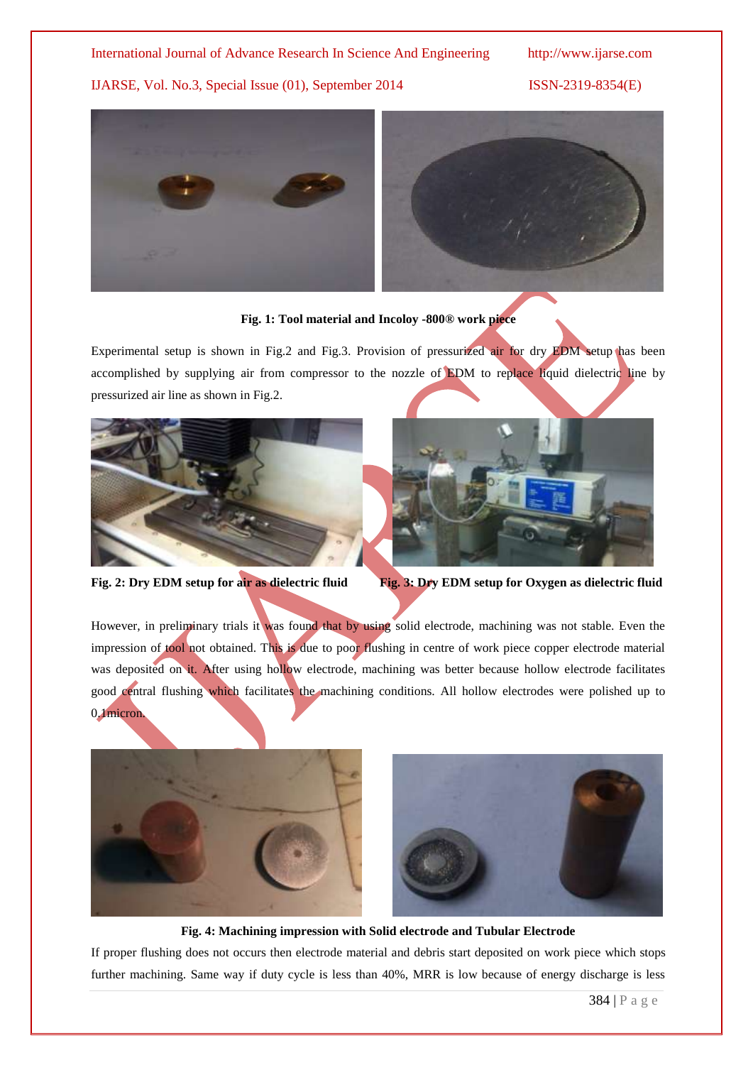**Fig. 1: Tool material and Incoloy -800® work piece**

Experimental setup is shown in Fig.2 and Fig.3. Provision of pressurized air for dry EDM setup has been accomplished by supplying air from compressor to the nozzle of EDM to replace liquid dielectric line by pressurized air line as shown in Fig.2.

**Fig. 2: Dry EDM setup for air as dielectric fluid**

**Fig. 3: Dry EDM setup for Oxygen as dielectric fluid**

However, in preliminary trials it was found that by using solid electrode, machining was not stable. Even the impression of tool not obtained. This is due to poor flushing in centre of work piece copper electrode material was deposited on it. After using hollow electrode, machining was better because hollow electrode facilitates good central flushing which facilitates the machining conditions. All hollow electrodes were polished up to 0.1micron.

**Fig. 4: Machining impression with Solid electrode and Tubular Electrode**

If proper flushing does not occurs then electrode material and debris start deposited on work piece which stops further machining. Same way if duty cycle is less than 40%, MRR is low because of energy discharge is less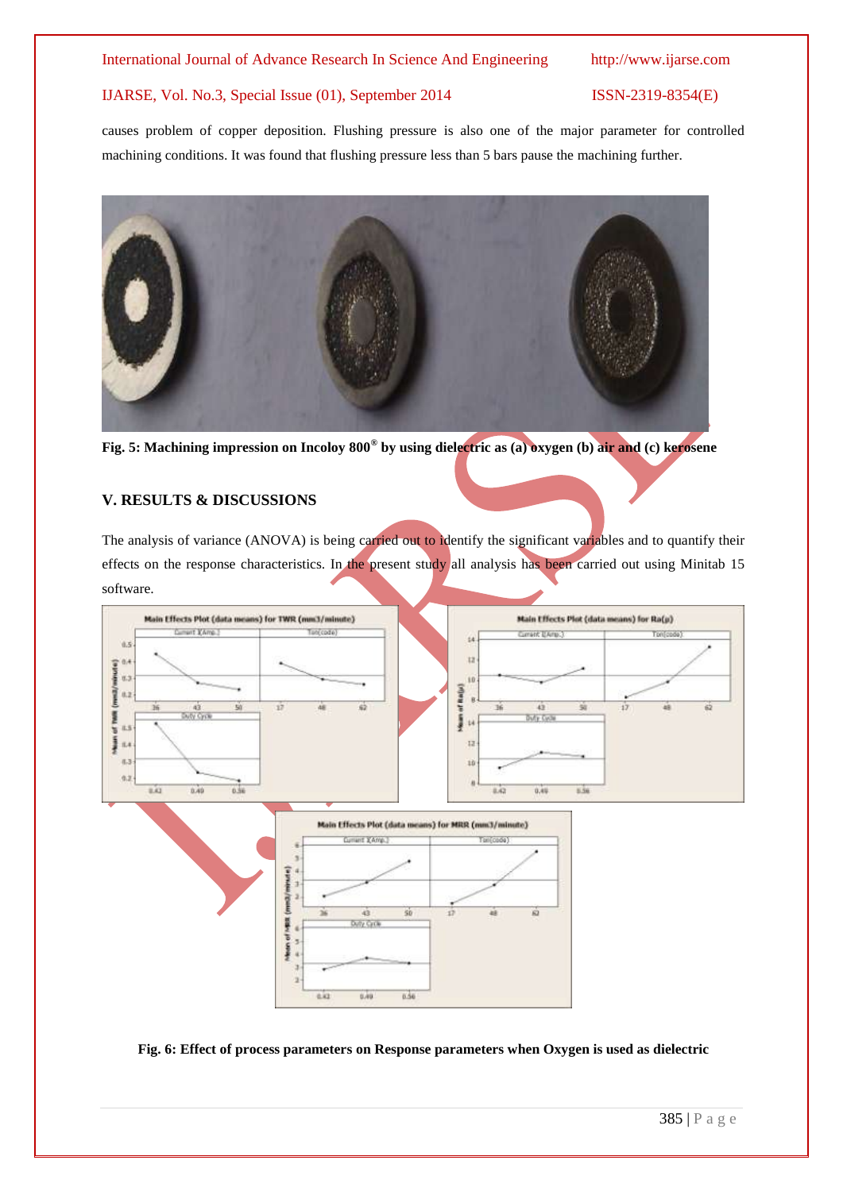causes problem of copper deposition. Flushing pressure is also one of the major parameter for controlled machining conditions. It was found that flushing pressure less than 5 bars pause the machining further.

**Fig. 5: Machining impression on Incoloy 800® by using dielectric as (a) oxygen (b) air and (c) kerosene**

## V. RESULTS & DISCUSSIONS

The analysis of variance (ANOVA) is being carried out to identify the significant variables and to quantify their effects on the response characteristics. In the present study all analysis has been carried out using Minitab 15 software.

Main Effects Plot (data means) for TWR (mm3/minute)
Current I(Amp.)
Ton(code)
Duty Cycle
Mean of TWR (mm3/minute)
0.5
0.4
0.3
0.2
36
43
50
17
48
62
0.42
0.49
0.56

Main Effects Plot (data means) for Ra(μ)
Current I(Amp.)
Ton(code)
Duty Cycle
Mean of Ra(μ)
14
12
10
8
36
43
50
17
48
62
0.42
0.49
0.56

Main Effects Plot (data means) for MRR (mm3/minute)
Current I(Amp.)
Ton(code)
Duty Cycle
Mean of MRR (mm3/minute)
6
5
4
3
2
36
43
50
17
48
62
0.42
0.49
0.56

**Fig. 6: Effect of process parameters on Response parameters when Oxygen is used as dielectric**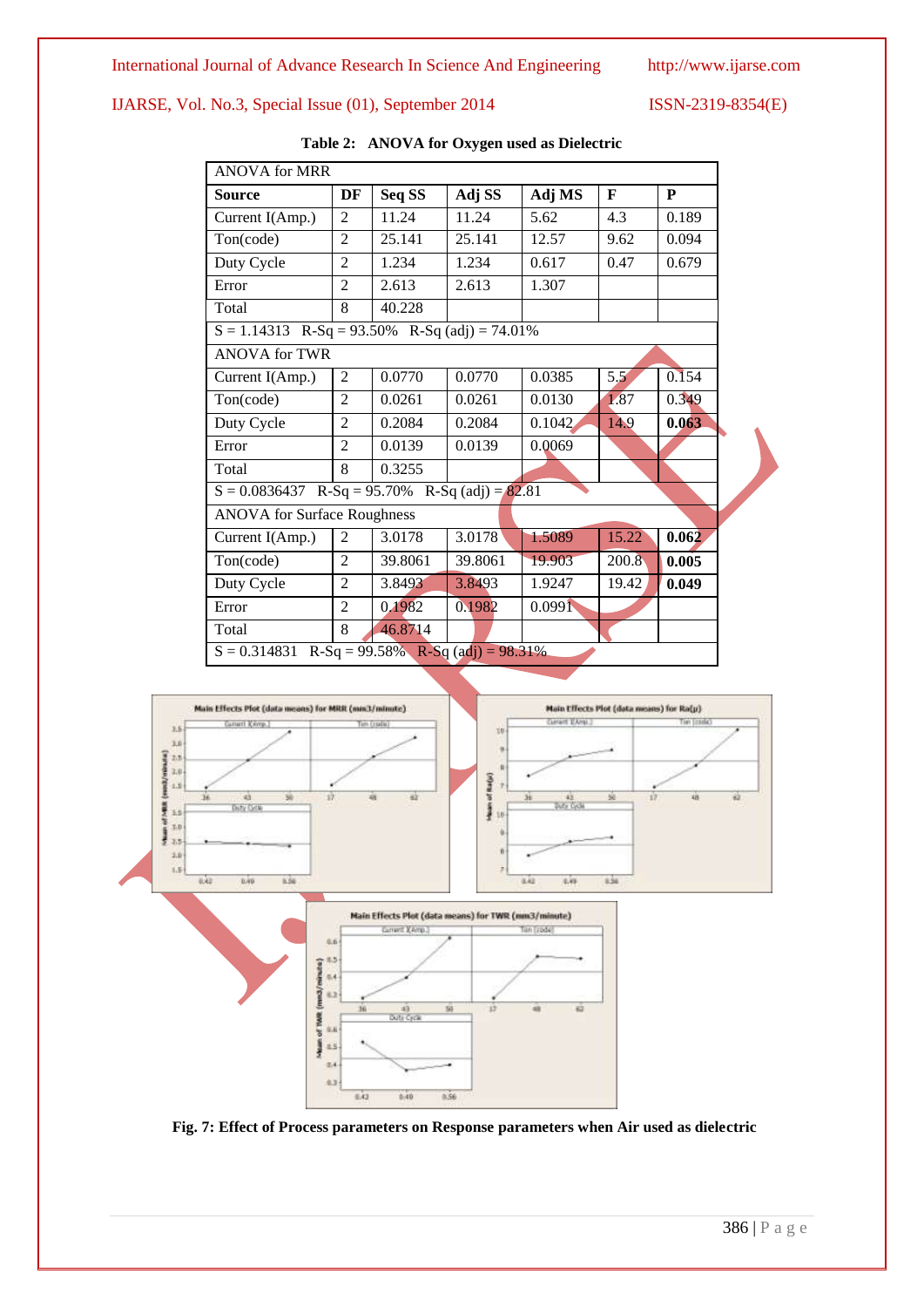**Table 2: ANOVA for Oxygen used as Dielectric**

| | | | | | | |
|---|---|---|---|---|---|---|
| ANOVA for MRR | | | | | | |
| **Source** | **DF** | **Seq SS** | **Adj SS** | **Adj MS** | **F** | **P** |
| Current I(Amp.) | 2 | 11.24 | 11.24 | 5.62 | 4.3 | 0.189 |
| Ton(code) | 2 | 25.141 | 25.141 | 12.57 | 9.62 | 0.094 |
| Duty Cycle | 2 | 1.234 | 1.234 | 0.617 | 0.47 | 0.679 |
| Error | 2 | 2.613 | 2.613 | 1.307 | | |
| Total | 8 | 40.228 | | | | |
| S = 1.14313 R-Sq = 93.50% R-Sq (adj) = 74.01% | | | | | | |
| ANOVA for TWR | | | | | | |
| Current I(Amp.) | 2 | 0.0770 | 0.0770 | 0.0385 | 5.5 | 0.154 |
| Ton(code) | 2 | 0.0261 | 0.0261 | 0.0130 | 1.87 | 0.349 |
| Duty Cycle | 2 | 0.2084 | 0.2084 | 0.1042 | 14.9 | **0.063** |
| Error | 2 | 0.0139 | 0.0139 | 0.0069 | | |
| Total | 8 | 0.3255 | | | | |
| S = 0.0836437 R-Sq = 95.70% R-Sq (adj) = 82.81 | | | | | | |
| ANOVA for Surface Roughness | | | | | | |
| Current I(Amp.) | 2 | 3.0178 | 3.0178 | 1.5089 | 15.22 | **0.062** |
| Ton(code) | 2 | 39.8061 | 39.8061 | 19.903 | 200.8 | **0.005** |
| Duty Cycle | 2 | 3.8493 | 3.8493 | 1.9247 | 19.42 | **0.049** |
| Error | 2 | 0.1982 | 0.1982 | 0.0991 | | |
| Total | 8 | 46.8714 | | | | |
| S = 0.314831 R-Sq = 99.58% R-Sq (adj) = 98.31% | | | | | | |

Main Effects Plot (data means) for MRR (mm3/minute)

Current I(Amp.) | Ton (code) | Duty Cycle

Mean of MRR (mm3/minute)

3.5 3.0 2.5 2.0 1.5

36 43 50 | 17 48 62 | 0.42 0.49 0.56

Main Effects Plot (data means) for Ra(µ)

Current I(Amp.) | Ton (code) | Duty Cycle

Mean of Ra(µ)

10 9 8 7

36 43 50 | 17 48 62 | 0.42 0.49 0.56

Main Effects Plot (data means) for TWR (mm3/minute)

Current I(Amp.) | Ton (code) | Duty Cycle

Mean of TWR (mm3/minute)

0.6 0.5 0.4 0.3

36 43 50 | 17 48 62 | 0.42 0.49 0.56

**Fig. 7: Effect of Process parameters on Response parameters when Air used as dielectric**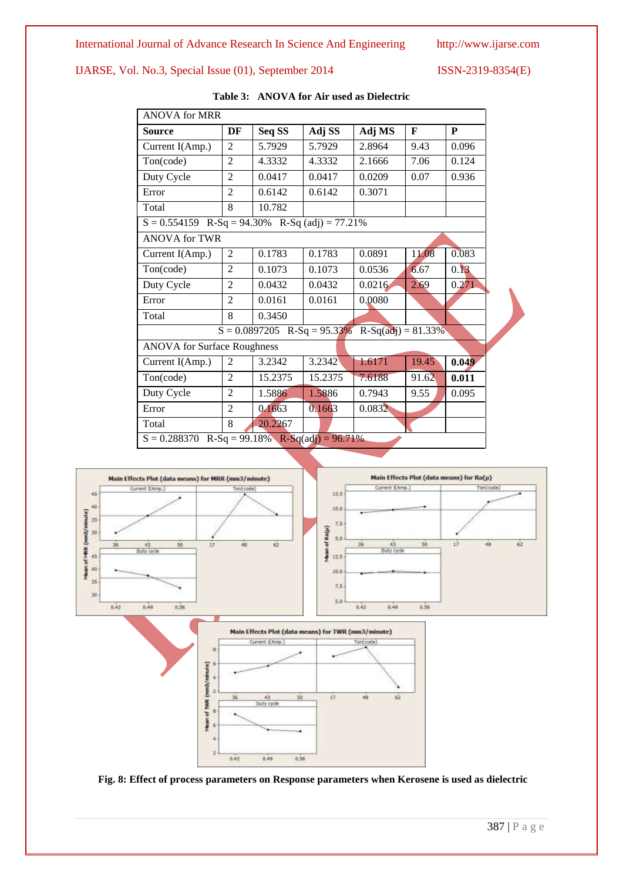**Table 3: ANOVA for Air used as Dielectric**

| | | | | | | |
|---|---|---|---|---|---|---|
| ANOVA for MRR | | | | | | |
| **Source** | **DF** | **Seq SS** | **Adj SS** | **Adj MS** | **F** | **P** |
| Current I(Amp.) | 2 | 5.7929 | 5.7929 | 2.8964 | 9.43 | 0.096 |
| Ton(code) | 2 | 4.3332 | 4.3332 | 2.1666 | 7.06 | 0.124 |
| Duty Cycle | 2 | 0.0417 | 0.0417 | 0.0209 | 0.07 | 0.936 |
| Error | 2 | 0.6142 | 0.6142 | 0.3071 | | |
| Total | 8 | 10.782 | | | | |
| S = 0.554159 R-Sq = 94.30% R-Sq (adj) = 77.21% | | | | | | |
| ANOVA for TWR | | | | | | |
| Current I(Amp.) | 2 | 0.1783 | 0.1783 | 0.0891 | 11.08 | 0.083 |
| Ton(code) | 2 | 0.1073 | 0.1073 | 0.0536 | 6.67 | 0.13 |
| Duty Cycle | 2 | 0.0432 | 0.0432 | 0.0216 | 2.69 | 0.271 |
| Error | 2 | 0.0161 | 0.0161 | 0.0080 | | |
| Total | 8 | 0.3450 | | | | |
| S = 0.0897205 R-Sq = 95.33% R-Sq(adj) = 81.33% | | | | | | |
| ANOVA for Surface Roughness | | | | | | |
| Current I(Amp.) | 2 | 3.2342 | 3.2342 | 1.6171 | 19.45 | **0.049** |
| Ton(code) | 2 | 15.2375 | 15.2375 | 7.6188 | 91.62 | **0.011** |
| Duty Cycle | 2 | 1.5886 | 1.5886 | 0.7943 | 9.55 | 0.095 |
| Error | 2 | 0.1663 | 0.1663 | 0.0832 | | |
| Total | 8 | 20.2267 | | | | |
| S = 0.288370 R-Sq = 99.18% R-Sq(adj) = 96.71% | | | | | | |

Main Effects Plot (data means) for MRR (mm3/minute)

Current I(Amp.)
Ton(code)
Duty cycle
Mean of MRR (mm3/minute)
45
40
35
30
36 43 50
17 48 62
0.42 0.49 0.56

Main Effects Plot (data means) for Ra(μ)

Current I(Amp.)
Ton(code)
Duty cycle
Mean of Ra(μ)
12.5
10.0
7.5
5.0
36 43 50
17 48 62
0.42 0.49 0.56

Main Effects Plot (data means) for TWR (mm3/minute)

Current I(Amp.)
Ton(code)
Duty cycle
Mean of TWR (mm3/minute)
8
6
4
2
36 43 50
17 48 62
0.42 0.49 0.56

**Fig. 8: Effect of process parameters on Response parameters when Kerosene is used as dielectric**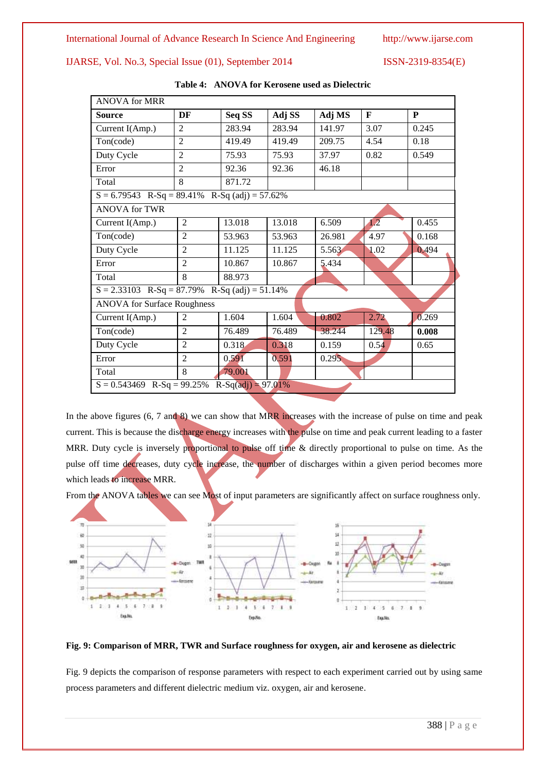**Table 4: ANOVA for Kerosene used as Dielectric**

| ANOVA for MRR | | | | | | |
|---|---|---|---|---|---|---|
| **Source** | **DF** | **Seq SS** | **Adj SS** | **Adj MS** | **F** | **P** |
| Current I(Amp.) | 2 | 283.94 | 283.94 | 141.97 | 3.07 | 0.245 |
| Ton(code) | 2 | 419.49 | 419.49 | 209.75 | 4.54 | 0.18 |
| Duty Cycle | 2 | 75.93 | 75.93 | 37.97 | 0.82 | 0.549 |
| Error | 2 | 92.36 | 92.36 | 46.18 | | |
| Total | 8 | 871.72 | | | | |
| S = 6.79543 R-Sq = 89.41% R-Sq (adj) = 57.62% | | | | | | |
| ANOVA for TWR | | | | | | |
| Current I(Amp.) | 2 | 13.018 | 13.018 | 6.509 | 1.2 | 0.455 |
| Ton(code) | 2 | 53.963 | 53.963 | 26.981 | 4.97 | 0.168 |
| Duty Cycle | 2 | 11.125 | 11.125 | 5.563 | 1.02 | 0.494 |
| Error | 2 | 10.867 | 10.867 | 5.434 | | |
| Total | 8 | 88.973 | | | | |
| S = 2.33103 R-Sq = 87.79% R-Sq (adj) = 51.14% | | | | | | |
| ANOVA for Surface Roughness | | | | | | |
| Current I(Amp.) | 2 | 1.604 | 1.604 | 0.802 | 2.72 | 0.269 |
| Ton(code) | 2 | 76.489 | 76.489 | 38.244 | 129.48 | **0.008** |
| Duty Cycle | 2 | 0.318 | 0.318 | 0.159 | 0.54 | 0.65 |
| Error | 2 | 0.591 | 0.591 | 0.295 | | |
| Total | 8 | 79.001 | | | | |
| S = 0.543469 R-Sq = 99.25% R-Sq(adj) = 97.01% | | | | | | |

In the above figures (6, 7 and 8) we can show that MRR increases with the increase of pulse on time and peak current. This is because the discharge energy increases with the pulse on time and peak current leading to a faster MRR. Duty cycle is inversely proportional to pulse off time & directly proportional to pulse on time. As the pulse off time decreases, duty cycle increase, the number of discharges within a given period becomes more which leads to increase MRR.

From the ANOVA tables we can see Most of input parameters are significantly affect on surface roughness only.

MRR
Exp.No.
Oxygen
Air
Kerosene

TWR
Exp.No.
Oxygen
Air
Kerosene

Ra
Exp.No.
Oxygen
Air
Kerosene

**Fig. 9: Comparison of MRR, TWR and Surface roughness for oxygen, air and kerosene as dielectric**

Fig. 9 depicts the comparison of response parameters with respect to each experiment carried out by using same process parameters and different dielectric medium viz. oxygen, air and kerosene.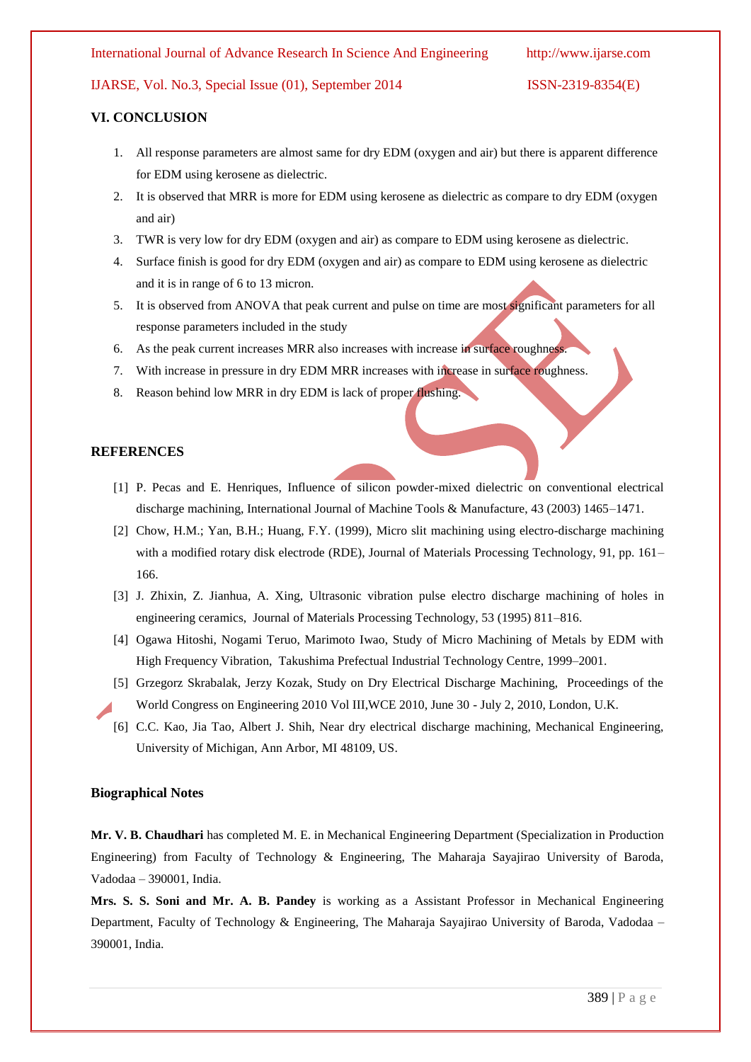## VI. CONCLUSION

1. All response parameters are almost same for dry EDM (oxygen and air) but there is apparent difference for EDM using kerosene as dielectric.
2. It is observed that MRR is more for EDM using kerosene as dielectric as compare to dry EDM (oxygen and air)
3. TWR is very low for dry EDM (oxygen and air) as compare to EDM using kerosene as dielectric.
4. Surface finish is good for dry EDM (oxygen and air) as compare to EDM using kerosene as dielectric and it is in range of 6 to 13 micron.
5. It is observed from ANOVA that peak current and pulse on time are most significant parameters for all response parameters included in the study
6. As the peak current increases MRR also increases with increase in surface roughness.
7. With increase in pressure in dry EDM MRR increases with increase in surface roughness.
8. Reason behind low MRR in dry EDM is lack of proper flushing.

## REFERENCES

[1] P. Pecas and E. Henriques, Influence of silicon powder-mixed dielectric on conventional electrical discharge machining, International Journal of Machine Tools & Manufacture, 43 (2003) 1465–1471.

[2] Chow, H.M.; Yan, B.H.; Huang, F.Y. (1999), Micro slit machining using electro-discharge machining with a modified rotary disk electrode (RDE), Journal of Materials Processing Technology, 91, pp. 161–166.

[3] J. Zhixin, Z. Jianhua, A. Xing, Ultrasonic vibration pulse electro discharge machining of holes in engineering ceramics, Journal of Materials Processing Technology, 53 (1995) 811–816.

[4] Ogawa Hitoshi, Nogami Teruo, Marimoto Iwao, Study of Micro Machining of Metals by EDM with High Frequency Vibration, Takushima Prefectual Industrial Technology Centre, 1999–2001.

[5] Grzegorz Skrabalak, Jerzy Kozak, Study on Dry Electrical Discharge Machining, Proceedings of the World Congress on Engineering 2010 Vol III,WCE 2010, June 30 - July 2, 2010, London, U.K.

[6] C.C. Kao, Jia Tao, Albert J. Shih, Near dry electrical discharge machining, Mechanical Engineering, University of Michigan, Ann Arbor, MI 48109, US.

### Biographical Notes

**Mr. V. B. Chaudhari** has completed M. E. in Mechanical Engineering Department (Specialization in Production Engineering) from Faculty of Technology & Engineering, The Maharaja Sayajirao University of Baroda, Vadodaa – 390001, India.

**Mrs. S. S. Soni and Mr. A. B. Pandey** is working as a Assistant Professor in Mechanical Engineering Department, Faculty of Technology & Engineering, The Maharaja Sayajirao University of Baroda, Vadodaa – 390001, India.